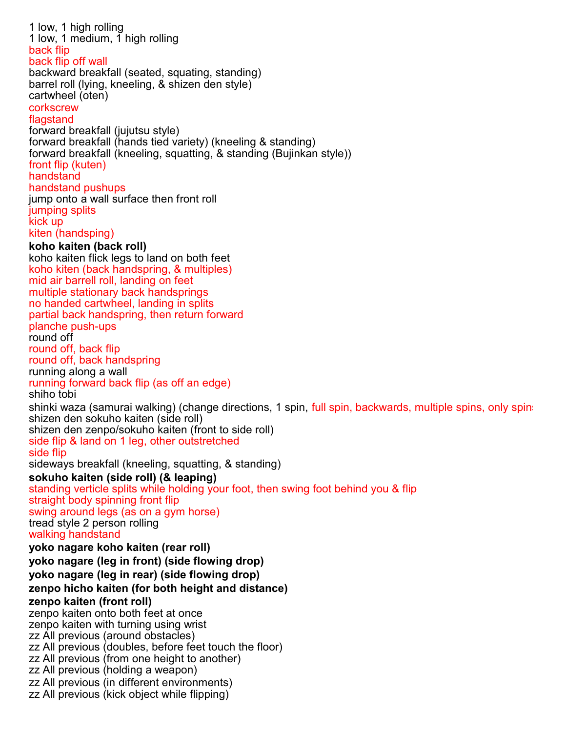1 low, 1 high rolling
1 low, 1 medium, 1 high rolling
back flip
back flip off wall
backward breakfall (seated, squating, standing)
barrel roll (lying, kneeling, & shizen den style)
cartwheel (oten)
corkscrew
flagstand
forward breakfall (jujutsu style)
forward breakfall (hands tied variety) (kneeling & standing)
forward breakfall (kneeling, squatting, & standing (Bujinkan style))
front flip (kuten)
handstand
handstand pushups
jump onto a wall surface then front roll
jumping splits
kick up
kiten (handsping)
**koho kaiten (back roll)**
koho kaiten flick legs to land on both feet
koho kiten (back handspring, & multiples)
mid air barrell roll, landing on feet
multiple stationary back handsprings
no handed cartwheel, landing in splits
partial back handspring, then return forward
planche push-ups
round off
round off, back flip
round off, back handspring
running along a wall
running forward back flip (as off an edge)
shiho tobi
shinki waza (samurai walking) (change directions, 1 spin, full spin, backwards, multiple spins, only spins
shizen den sokuho kaiten (side roll)
shizen den zenpo/sokuho kaiten (front to side roll)
side flip & land on 1 leg, other outstretched
side flip
sideways breakfall (kneeling, squatting, & standing)
**sokuho kaiten (side roll) (& leaping)**
standing verticle splits while holding your foot, then swing foot behind you & flip
straight body spinning front flip
swing around legs (as on a gym horse)
tread style 2 person rolling
walking handstand
**yoko nagare koho kaiten (rear roll)**
**yoko nagare (leg in front) (side flowing drop)**
**yoko nagare (leg in rear) (side flowing drop)**
**zenpo hicho kaiten (for both height and distance)**
**zenpo kaiten (front roll)**
zenpo kaiten onto both feet at once
zenpo kaiten with turning using wrist
zz All previous (around obstacles)
zz All previous (doubles, before feet touch the floor)
zz All previous (from one height to another)
zz All previous (holding a weapon)
zz All previous (in different environments)
zz All previous (kick object while flipping)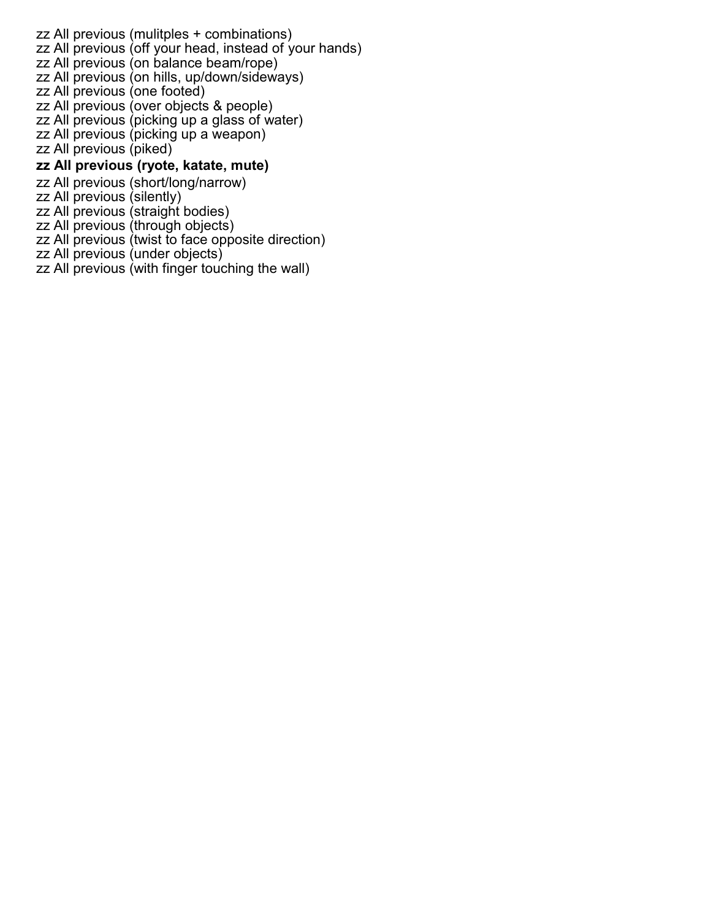zz All previous (mulitples + combinations)
zz All previous (off your head, instead of your hands)
zz All previous (on balance beam/rope)
zz All previous (on hills, up/down/sideways)
zz All previous (one footed)
zz All previous (over objects & people)
zz All previous (picking up a glass of water)
zz All previous (picking up a weapon)
zz All previous (piked)
**zz All previous (ryote, katate, mute)**
zz All previous (short/long/narrow)
zz All previous (silently)
zz All previous (straight bodies)
zz All previous (through objects)
zz All previous (twist to face opposite direction)
zz All previous (under objects)
zz All previous (with finger touching the wall)